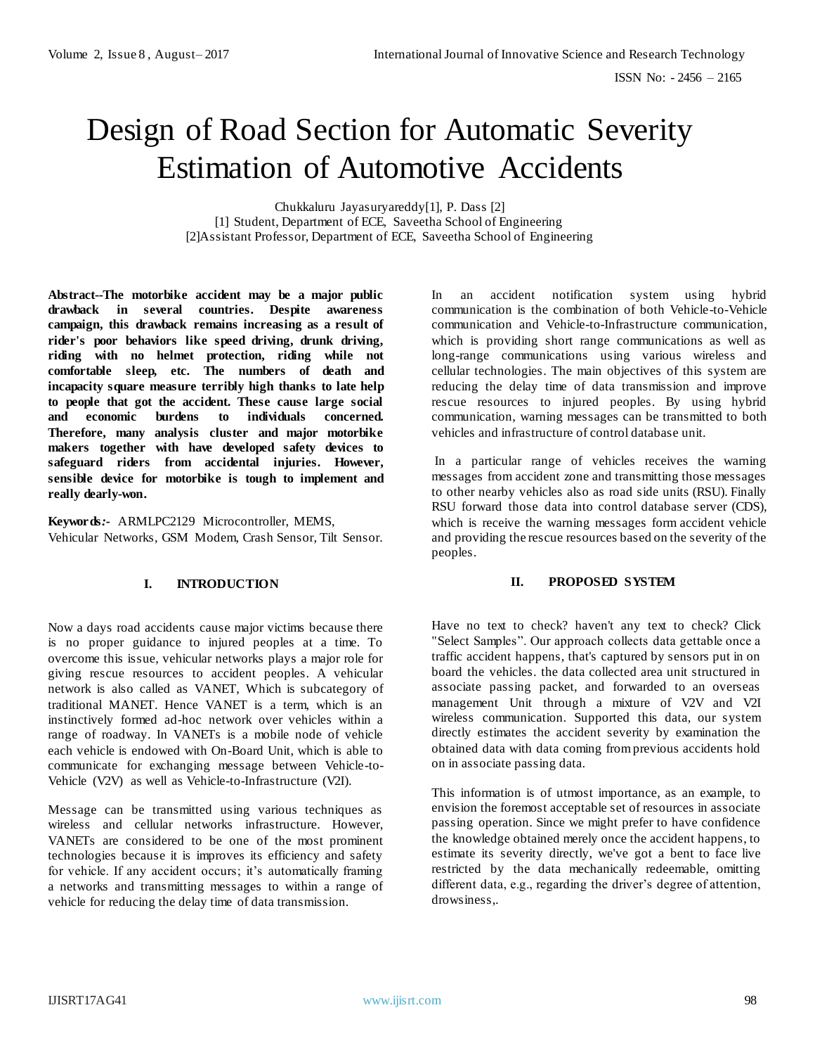# Design of Road Section for Automatic Severity Estimation of Automotive Accidents

Chukkaluru Jayasuryareddy[1], P. Dass [2]
[1] Student, Department of ECE, Saveetha School of Engineering
[2]Assistant Professor, Department of ECE, Saveetha School of Engineering

**Abstract--The motorbike accident may be a major public drawback in several countries. Despite awareness campaign, this drawback remains increasing as a result of rider's poor behaviors like speed driving, drunk driving, riding with no helmet protection, riding while not comfortable sleep, etc. The numbers of death and incapacity square measure terribly high thanks to late help to people that got the accident. These cause large social and economic burdens to individuals concerned. Therefore, many analysis cluster and major motorbike makers together with have developed safety devices to safeguard riders from accidental injuries. However, sensible device for motorbike is tough to implement and really dearly-won.**

**Keywords:-** ARMLPC2129 Microcontroller, MEMS, Vehicular Networks, GSM Modem, Crash Sensor, Tilt Sensor.

## I. INTRODUCTION

Now a days road accidents cause major victims because there is no proper guidance to injured peoples at a time. To overcome this issue, vehicular networks plays a major role for giving rescue resources to accident peoples. A vehicular network is also called as VANET, Which is subcategory of traditional MANET. Hence VANET is a term, which is an instinctively formed ad-hoc network over vehicles within a range of roadway. In VANETs is a mobile node of vehicle each vehicle is endowed with On-Board Unit, which is able to communicate for exchanging message between Vehicle-to-Vehicle (V2V) as well as Vehicle-to-Infrastructure (V2I).

Message can be transmitted using various techniques as wireless and cellular networks infrastructure. However, VANETs are considered to be one of the most prominent technologies because it is improves its efficiency and safety for vehicle. If any accident occurs; it's automatically framing a networks and transmitting messages to within a range of vehicle for reducing the delay time of data transmission.

In an accident notification system using hybrid communication is the combination of both Vehicle-to-Vehicle communication and Vehicle-to-Infrastructure communication, which is providing short range communications as well as long-range communications using various wireless and cellular technologies. The main objectives of this system are reducing the delay time of data transmission and improve rescue resources to injured peoples. By using hybrid communication, warning messages can be transmitted to both vehicles and infrastructure of control database unit.

In a particular range of vehicles receives the warning messages from accident zone and transmitting those messages to other nearby vehicles also as road side units (RSU). Finally RSU forward those data into control database server (CDS), which is receive the warning messages form accident vehicle and providing the rescue resources based on the severity of the peoples.

## II. PROPOSED SYSTEM

Have no text to check? haven't any text to check? Click "Select Samples". Our approach collects data gettable once a traffic accident happens, that's captured by sensors put in on board the vehicles. the data collected area unit structured in associate passing packet, and forwarded to an overseas management Unit through a mixture of V2V and V2I wireless communication. Supported this data, our system directly estimates the accident severity by examination the obtained data with data coming from previous accidents hold on in associate passing data.

This information is of utmost importance, as an example, to envision the foremost acceptable set of resources in associate passing operation. Since we might prefer to have confidence the knowledge obtained merely once the accident happens, to estimate its severity directly, we've got a bent to face live restricted by the data mechanically redeemable, omitting different data, e.g., regarding the driver's degree of attention, drowsiness,.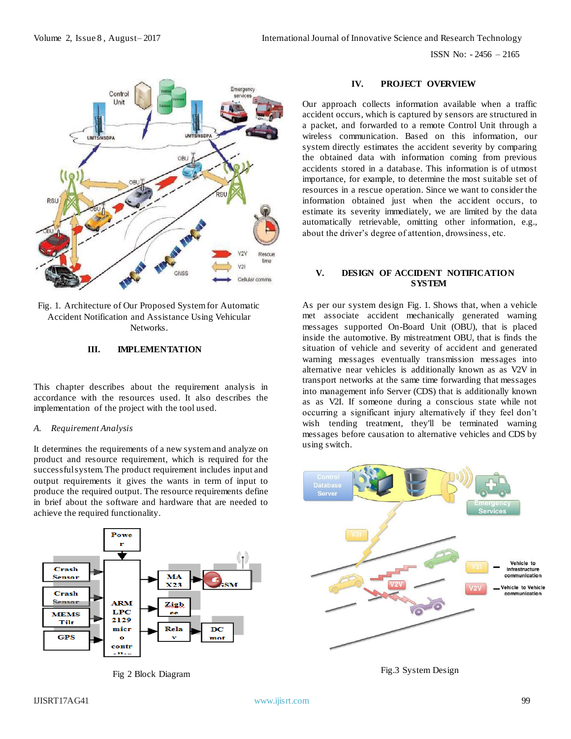Fig. 1. Architecture of Our Proposed System for Automatic Accident Notification and Assistance Using Vehicular Networks.

## III. IMPLEMENTATION

This chapter describes about the requirement analysis in accordance with the resources used. It also describes the implementation of the project with the tool used.

### *A. Requirement Analysis*

It determines the requirements of a new system and analyze on product and resource requirement, which is required for the successful system. The product requirement includes input and output requirements it gives the wants in term of input to produce the required output. The resource requirements define in brief about the software and hardware that are needed to achieve the required functionality.

Fig 2 Block Diagram

## IV. PROJECT OVERVIEW

Our approach collects information available when a traffic accident occurs, which is captured by sensors are structured in a packet, and forwarded to a remote Control Unit through a wireless communication. Based on this information, our system directly estimates the accident severity by comparing the obtained data with information coming from previous accidents stored in a database. This information is of utmost importance, for example, to determine the most suitable set of resources in a rescue operation. Since we want to consider the information obtained just when the accident occurs, to estimate its severity immediately, we are limited by the data automatically retrievable, omitting other information, e.g., about the driver's degree of attention, drowsiness, etc.

## V. DESIGN OF ACCIDENT NOTIFICATION SYSTEM

As per our system design Fig. 1. Shows that, when a vehicle met associate accident mechanically generated warning messages supported On-Board Unit (OBU), that is placed inside the automotive. By mistreatment OBU, that is finds the situation of vehicle and severity of accident and generated warning messages eventually transmission messages into alternative near vehicles is additionally known as as V2V in transport networks at the same time forwarding that messages into management info Server (CDS) that is additionally known as as V2I. If someone during a conscious state while not occurring a significant injury alternatively if they feel don't wish tending treatment, they'll be terminated warning messages before causation to alternative vehicles and CDS by using switch.

Fig.3 System Design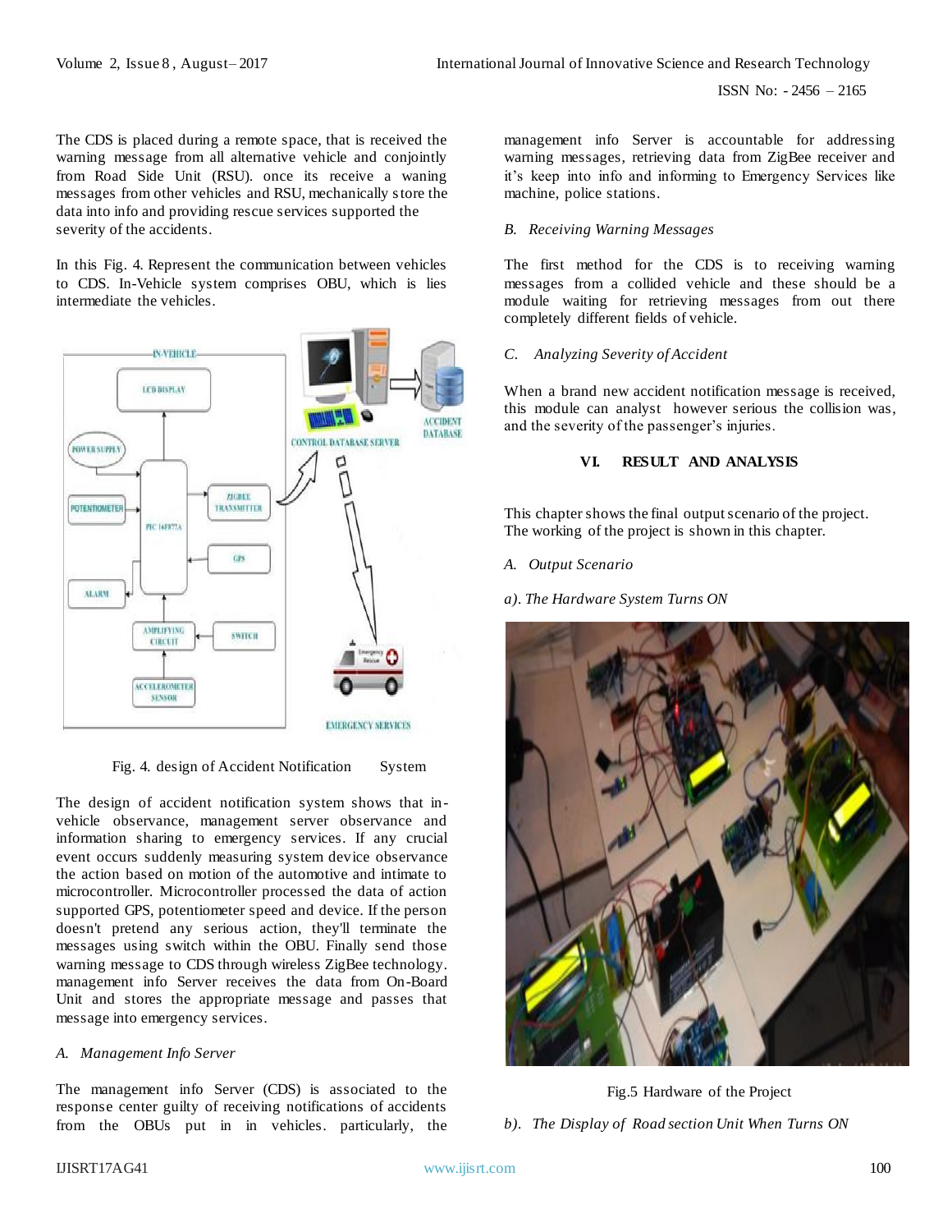The CDS is placed during a remote space, that is received the warning message from all alternative vehicle and conjointly from Road Side Unit (RSU). once its receive a waning messages from other vehicles and RSU, mechanically store the data into info and providing rescue services supported the severity of the accidents.

In this Fig. 4. Represent the communication between vehicles to CDS. In-Vehicle system comprises OBU, which is lies intermediate the vehicles.

Fig. 4. design of Accident Notification System

The design of accident notification system shows that in-vehicle observance, management server observance and information sharing to emergency services. If any crucial event occurs suddenly measuring system device observance the action based on motion of the automotive and intimate to microcontroller. Microcontroller processed the data of action supported GPS, potentiometer speed and device. If the person doesn't pretend any serious action, they'll terminate the messages using switch within the OBU. Finally send those warning message to CDS through wireless ZigBee technology. management info Server receives the data from On-Board Unit and stores the appropriate message and passes that message into emergency services.

*A. Management Info Server*

The management info Server (CDS) is associated to the response center guilty of receiving notifications of accidents from the OBUs put in in vehicles. particularly, the management info Server is accountable for addressing warning messages, retrieving data from ZigBee receiver and it's keep into info and informing to Emergency Services like machine, police stations.

*B. Receiving Warning Messages*

The first method for the CDS is to receiving warning messages from a collided vehicle and these should be a module waiting for retrieving messages from out there completely different fields of vehicle.

*C. Analyzing Severity of Accident*

When a brand new accident notification message is received, this module can analyst however serious the collision was, and the severity of the passenger's injuries.

## VI. RESULT AND ANALYSIS

This chapter shows the final output scenario of the project. The working of the project is shown in this chapter.

*A. Output Scenario*

*a). The Hardware System Turns ON*

Fig.5 Hardware of the Project

*b). The Display of Road section Unit When Turns ON*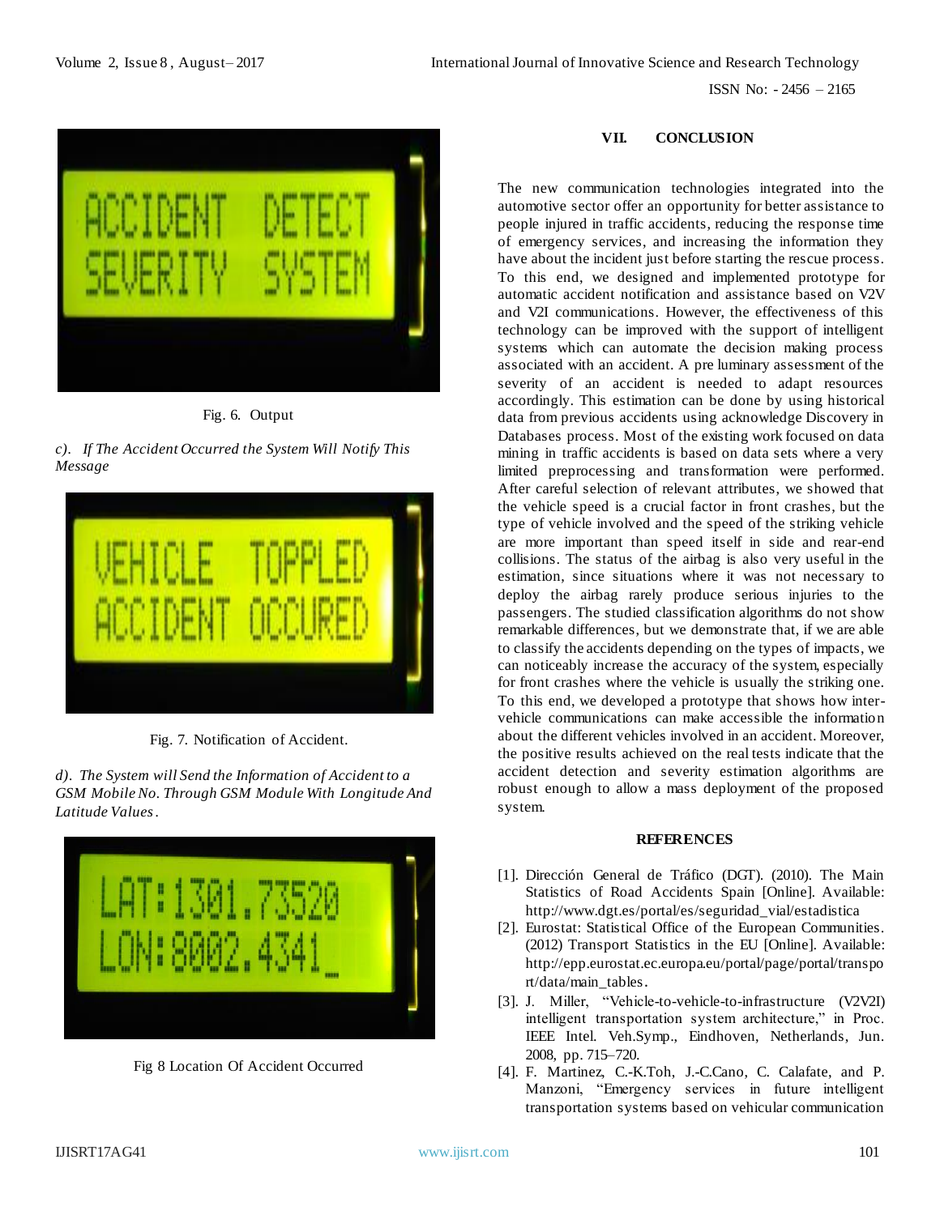Fig. 6. Output

*c). If The Accident Occurred the System Will Notify This Message*

Fig. 7. Notification of Accident.

*d). The System will Send the Information of Accident to a GSM Mobile No. Through GSM Module With Longitude And Latitude Values.*

Fig 8 Location Of Accident Occurred

## VII. CONCLUSION

The new communication technologies integrated into the automotive sector offer an opportunity for better assistance to people injured in traffic accidents, reducing the response time of emergency services, and increasing the information they have about the incident just before starting the rescue process. To this end, we designed and implemented prototype for automatic accident notification and assistance based on V2V and V2I communications. However, the effectiveness of this technology can be improved with the support of intelligent systems which can automate the decision making process associated with an accident. A pre luminary assessment of the severity of an accident is needed to adapt resources accordingly. This estimation can be done by using historical data from previous accidents using acknowledge Discovery in Databases process. Most of the existing work focused on data mining in traffic accidents is based on data sets where a very limited preprocessing and transformation were performed. After careful selection of relevant attributes, we showed that the vehicle speed is a crucial factor in front crashes, but the type of vehicle involved and the speed of the striking vehicle are more important than speed itself in side and rear-end collisions. The status of the airbag is also very useful in the estimation, since situations where it was not necessary to deploy the airbag rarely produce serious injuries to the passengers. The studied classification algorithms do not show remarkable differences, but we demonstrate that, if we are able to classify the accidents depending on the types of impacts, we can noticeably increase the accuracy of the system, especially for front crashes where the vehicle is usually the striking one. To this end, we developed a prototype that shows how inter-vehicle communications can make accessible the information about the different vehicles involved in an accident. Moreover, the positive results achieved on the real tests indicate that the accident detection and severity estimation algorithms are robust enough to allow a mass deployment of the proposed system.

## REFERENCES

[1]. Dirección General de Tráfico (DGT). (2010). The Main Statistics of Road Accidents Spain [Online]. Available: http://www.dgt.es/portal/es/seguridad_vial/estadistica

[2]. Eurostat: Statistical Office of the European Communities. (2012) Transport Statistics in the EU [Online]. Available: http://epp.eurostat.ec.europa.eu/portal/page/portal/transport/data/main_tables.

[3]. J. Miller, "Vehicle-to-vehicle-to-infrastructure (V2V2I) intelligent transportation system architecture," in Proc. IEEE Intel. Veh.Symp., Eindhoven, Netherlands, Jun. 2008, pp. 715–720.

[4]. F. Martinez, C.-K.Toh, J.-C.Cano, C. Calafate, and P. Manzoni, "Emergency services in future intelligent transportation systems based on vehicular communication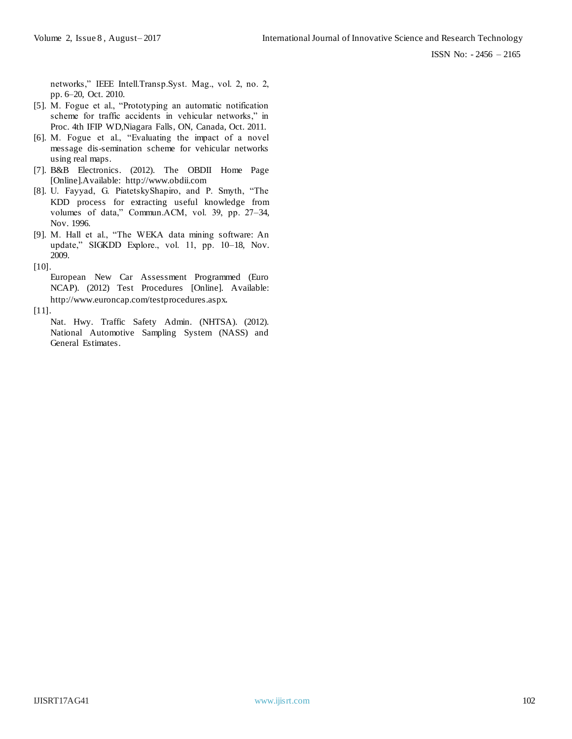networks," IEEE Intell.Transp.Syst. Mag., vol. 2, no. 2, pp. 6–20, Oct. 2010.

[5]. M. Fogue et al., "Prototyping an automatic notification scheme for traffic accidents in vehicular networks," in Proc. 4th IFIP WD,Niagara Falls, ON, Canada, Oct. 2011.

[6]. M. Fogue et al., "Evaluating the impact of a novel message dis-semination scheme for vehicular networks using real maps.

[7]. B&B Electronics. (2012). The OBDII Home Page [Online].Available: http://www.obdii.com

[8]. U. Fayyad, G. PiatetskyShapiro, and P. Smyth, "The KDD process for extracting useful knowledge from volumes of data," Commun.ACM, vol. 39, pp. 27–34, Nov. 1996.

[9]. M. Hall et al., "The WEKA data mining software: An update," SIGKDD Explore., vol. 11, pp. 10–18, Nov. 2009.

[10]. European New Car Assessment Programmed (Euro NCAP). (2012) Test Procedures [Online]. Available: http://www.euroncap.com/testprocedures.aspx.

[11]. Nat. Hwy. Traffic Safety Admin. (NHTSA). (2012). National Automotive Sampling System (NASS) and General Estimates.